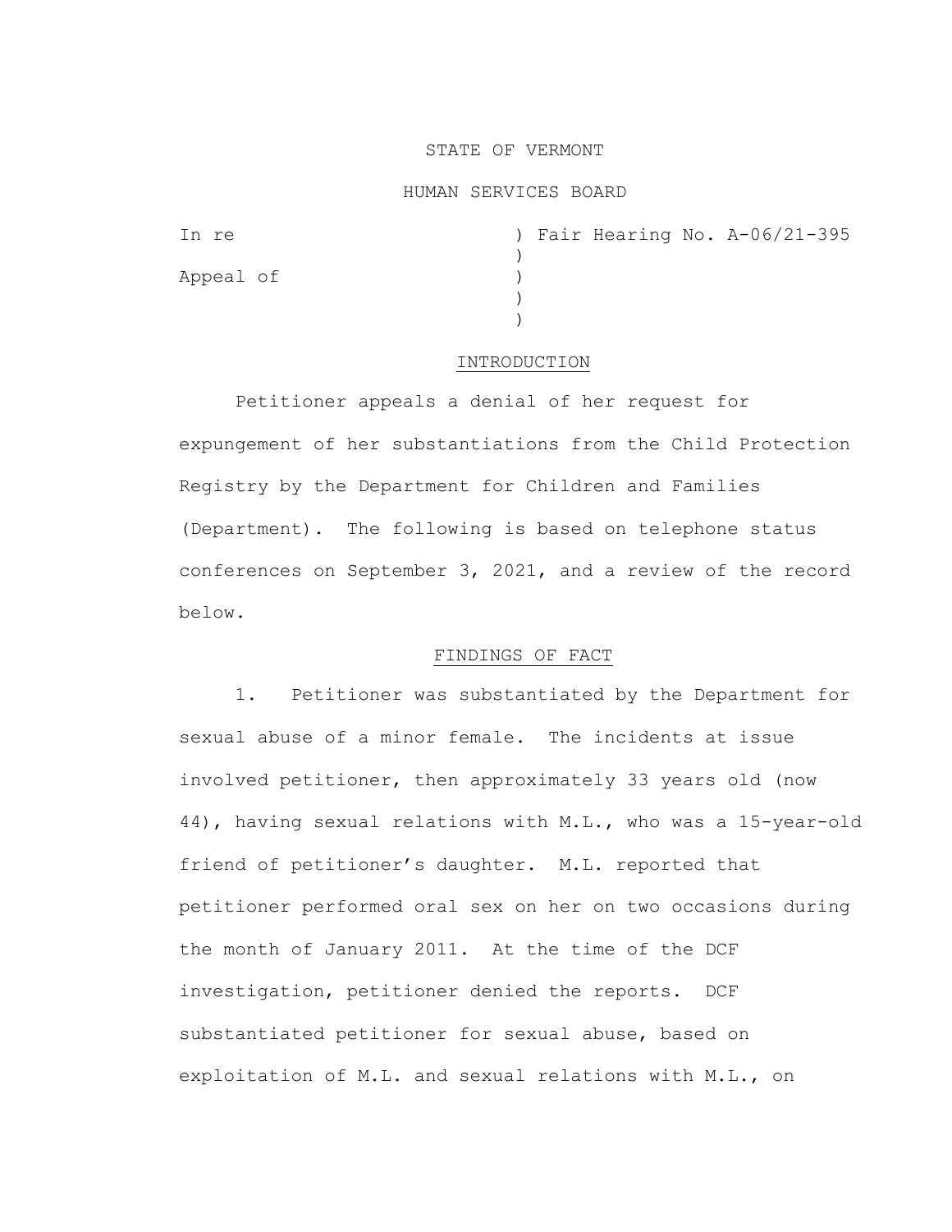STATE OF VERMONT

HUMAN SERVICES BOARD

In re ) Fair Hearing No. A-06/21-395
)
Appeal of )
)
)

## INTRODUCTION

Petitioner appeals a denial of her request for expungement of her substantiations from the Child Protection Registry by the Department for Children and Families (Department). The following is based on telephone status conferences on September 3, 2021, and a review of the record below.

## FINDINGS OF FACT

1. Petitioner was substantiated by the Department for sexual abuse of a minor female. The incidents at issue involved petitioner, then approximately 33 years old (now 44), having sexual relations with M.L., who was a 15-year-old friend of petitioner's daughter. M.L. reported that petitioner performed oral sex on her on two occasions during the month of January 2011. At the time of the DCF investigation, petitioner denied the reports. DCF substantiated petitioner for sexual abuse, based on exploitation of M.L. and sexual relations with M.L., on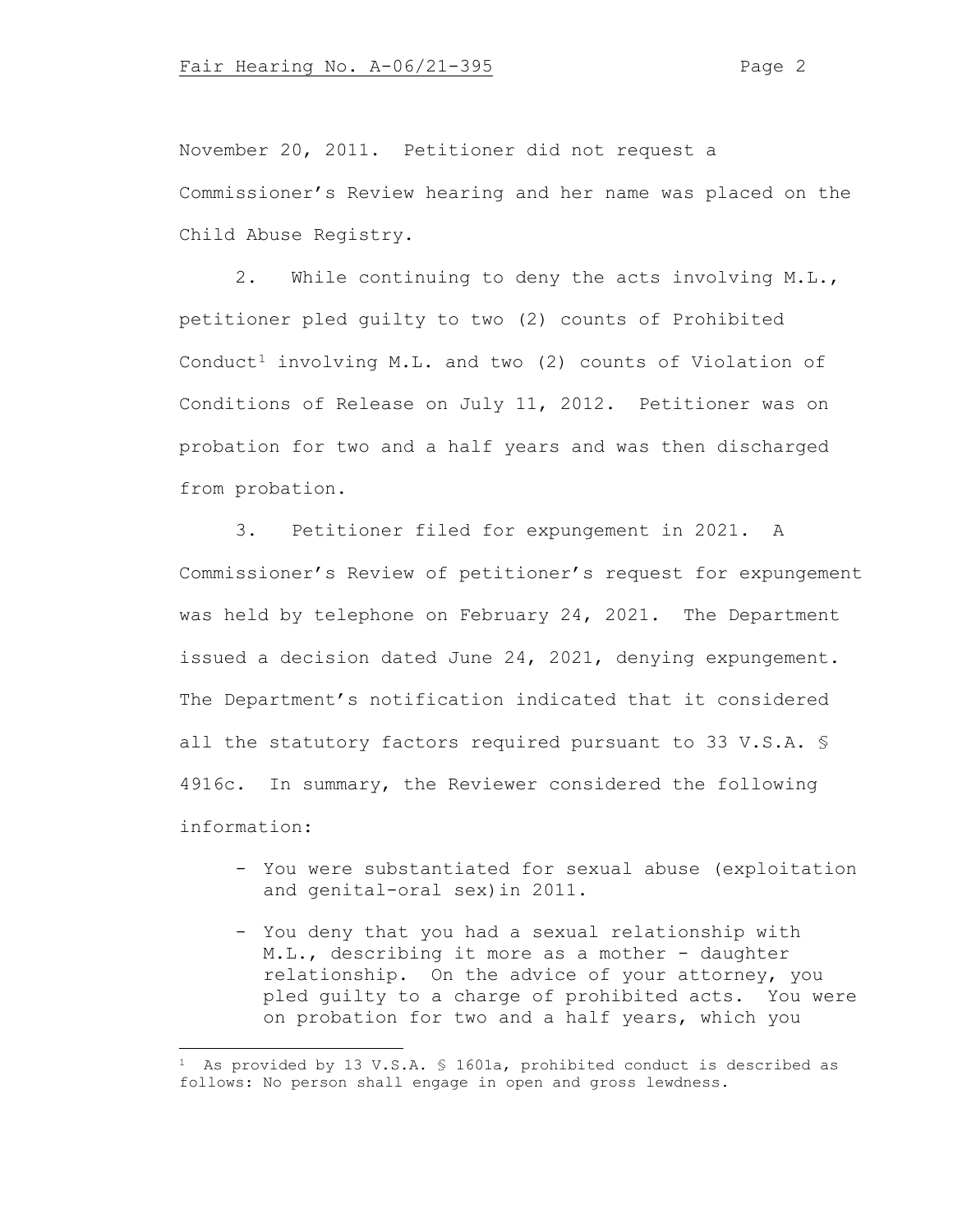November 20, 2011. Petitioner did not request a Commissioner's Review hearing and her name was placed on the Child Abuse Registry.

2. While continuing to deny the acts involving M.L., petitioner pled guilty to two (2) counts of Prohibited Conduct[1] involving M.L. and two (2) counts of Violation of Conditions of Release on July 11, 2012. Petitioner was on probation for two and a half years and was then discharged from probation.

3. Petitioner filed for expungement in 2021. A Commissioner's Review of petitioner's request for expungement was held by telephone on February 24, 2021. The Department issued a decision dated June 24, 2021, denying expungement. The Department's notification indicated that it considered all the statutory factors required pursuant to 33 V.S.A. § 4916c. In summary, the Reviewer considered the following information:

- You were substantiated for sexual abuse (exploitation and genital-oral sex)in 2011.

- You deny that you had a sexual relationship with M.L., describing it more as a mother - daughter relationship. On the advice of your attorney, you pled guilty to a charge of prohibited acts. You were on probation for two and a half years, which you

[1] As provided by 13 V.S.A. § 1601a, prohibited conduct is described as follows: No person shall engage in open and gross lewdness.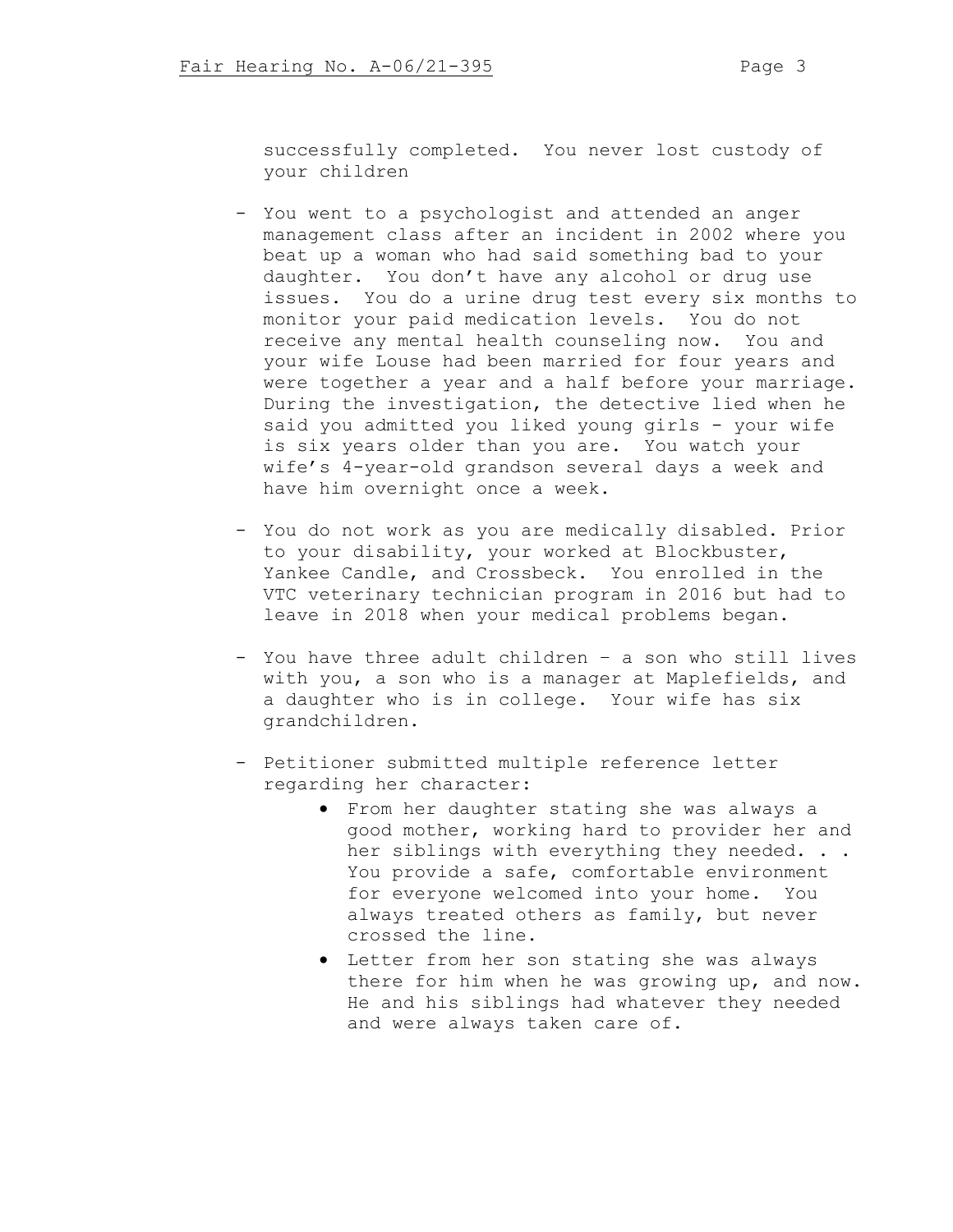successfully completed. You never lost custody of your children

- You went to a psychologist and attended an anger management class after an incident in 2002 where you beat up a woman who had said something bad to your daughter. You don't have any alcohol or drug use issues. You do a urine drug test every six months to monitor your paid medication levels. You do not receive any mental health counseling now. You and your wife Louse had been married for four years and were together a year and a half before your marriage. During the investigation, the detective lied when he said you admitted you liked young girls - your wife is six years older than you are. You watch your wife's 4-year-old grandson several days a week and have him overnight once a week.

- You do not work as you are medically disabled. Prior to your disability, your worked at Blockbuster, Yankee Candle, and Crossbeck. You enrolled in the VTC veterinary technician program in 2016 but had to leave in 2018 when your medical problems began.

- You have three adult children – a son who still lives with you, a son who is a manager at Maplefields, and a daughter who is in college. Your wife has six grandchildren.

- Petitioner submitted multiple reference letter regarding her character:
    - From her daughter stating she was always a good mother, working hard to provider her and her siblings with everything they needed. . . You provide a safe, comfortable environment for everyone welcomed into your home. You always treated others as family, but never crossed the line.
    - Letter from her son stating she was always there for him when he was growing up, and now. He and his siblings had whatever they needed and were always taken care of.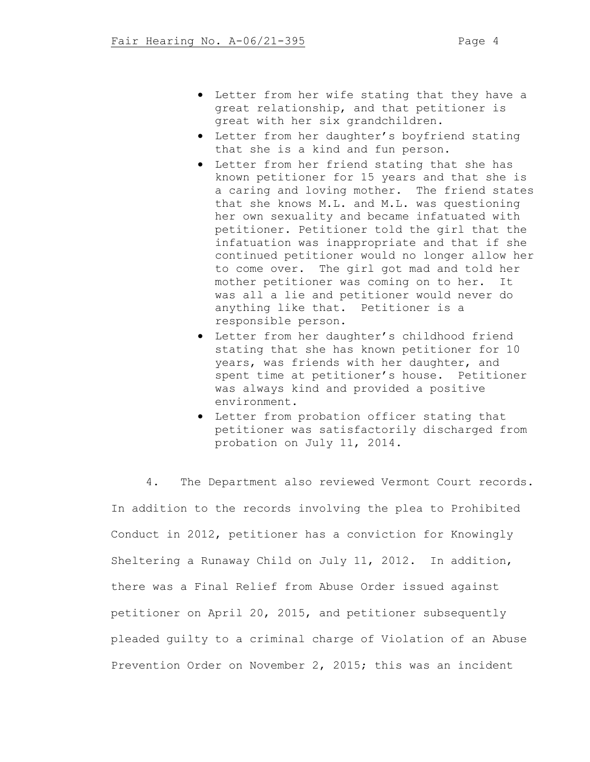- Letter from her wife stating that they have a great relationship, and that petitioner is great with her six grandchildren.
- Letter from her daughter's boyfriend stating that she is a kind and fun person.
- Letter from her friend stating that she has known petitioner for 15 years and that she is a caring and loving mother. The friend states that she knows M.L. and M.L. was questioning her own sexuality and became infatuated with petitioner. Petitioner told the girl that the infatuation was inappropriate and that if she continued petitioner would no longer allow her to come over. The girl got mad and told her mother petitioner was coming on to her. It was all a lie and petitioner would never do anything like that. Petitioner is a responsible person.
- Letter from her daughter's childhood friend stating that she has known petitioner for 10 years, was friends with her daughter, and spent time at petitioner's house. Petitioner was always kind and provided a positive environment.
- Letter from probation officer stating that petitioner was satisfactorily discharged from probation on July 11, 2014.

4. The Department also reviewed Vermont Court records. In addition to the records involving the plea to Prohibited Conduct in 2012, petitioner has a conviction for Knowingly Sheltering a Runaway Child on July 11, 2012. In addition, there was a Final Relief from Abuse Order issued against petitioner on April 20, 2015, and petitioner subsequently pleaded guilty to a criminal charge of Violation of an Abuse Prevention Order on November 2, 2015; this was an incident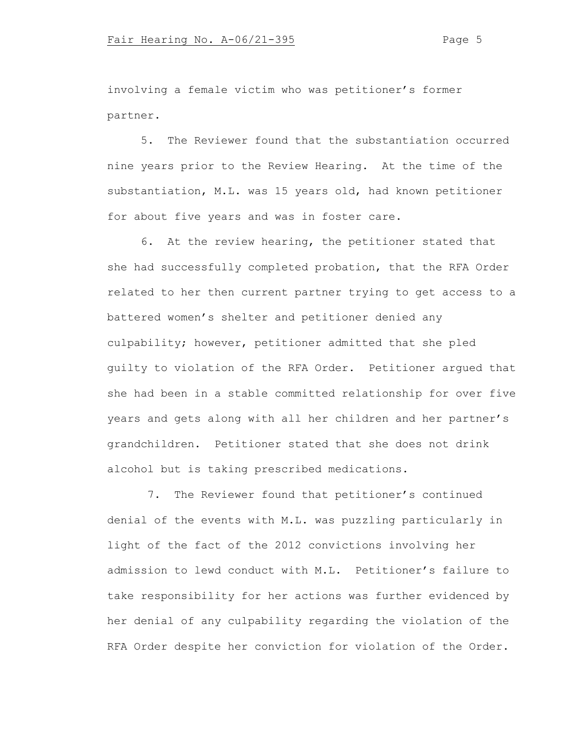involving a female victim who was petitioner's former partner.

5. The Reviewer found that the substantiation occurred nine years prior to the Review Hearing. At the time of the substantiation, M.L. was 15 years old, had known petitioner for about five years and was in foster care.

6. At the review hearing, the petitioner stated that she had successfully completed probation, that the RFA Order related to her then current partner trying to get access to a battered women's shelter and petitioner denied any culpability; however, petitioner admitted that she pled guilty to violation of the RFA Order. Petitioner argued that she had been in a stable committed relationship for over five years and gets along with all her children and her partner's grandchildren. Petitioner stated that she does not drink alcohol but is taking prescribed medications.

7. The Reviewer found that petitioner's continued denial of the events with M.L. was puzzling particularly in light of the fact of the 2012 convictions involving her admission to lewd conduct with M.L. Petitioner's failure to take responsibility for her actions was further evidenced by her denial of any culpability regarding the violation of the RFA Order despite her conviction for violation of the Order.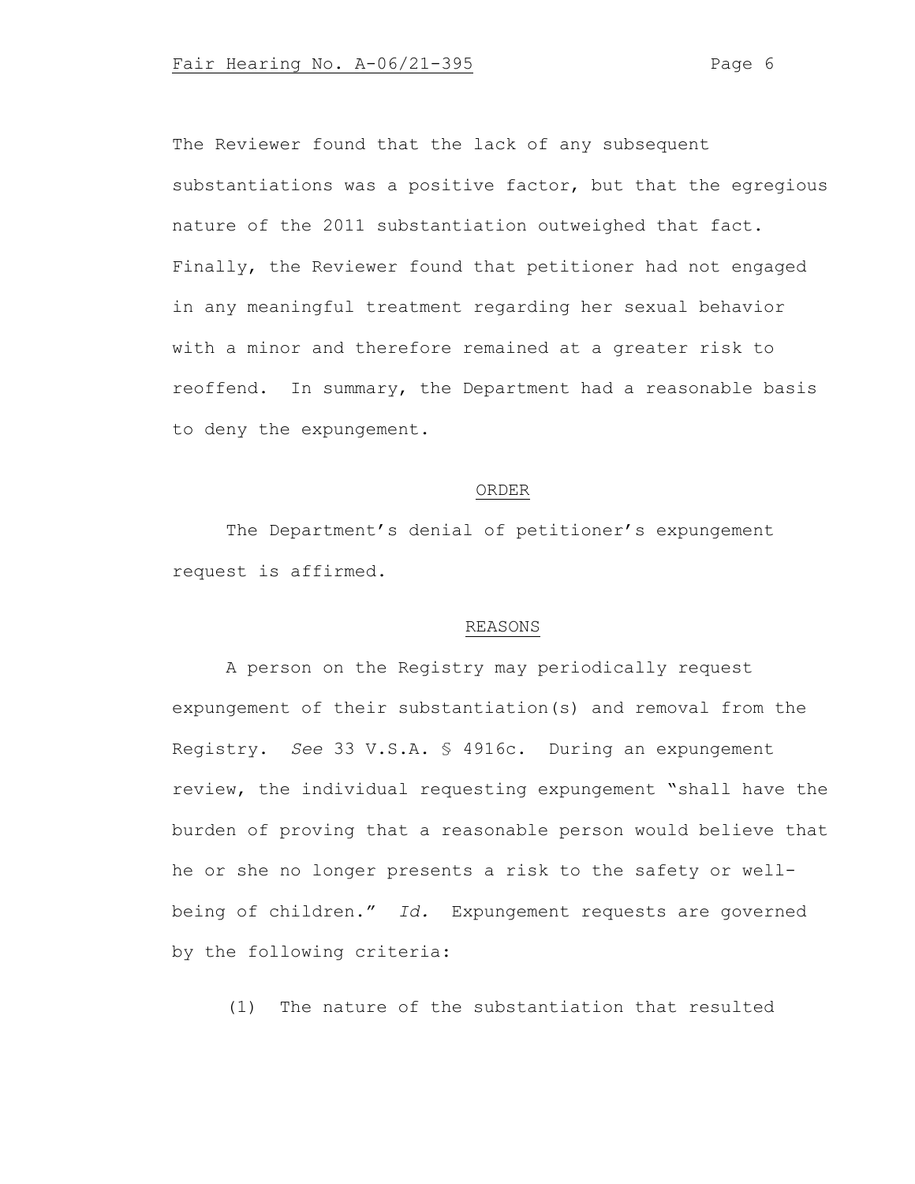The Reviewer found that the lack of any subsequent substantiations was a positive factor, but that the egregious nature of the 2011 substantiation outweighed that fact. Finally, the Reviewer found that petitioner had not engaged in any meaningful treatment regarding her sexual behavior with a minor and therefore remained at a greater risk to reoffend. In summary, the Department had a reasonable basis to deny the expungement.

## ORDER

The Department's denial of petitioner's expungement request is affirmed.

## REASONS

A person on the Registry may periodically request expungement of their substantiation(s) and removal from the Registry. *See* 33 V.S.A. § 4916c. During an expungement review, the individual requesting expungement "shall have the burden of proving that a reasonable person would believe that he or she no longer presents a risk to the safety or well-being of children." *Id.* Expungement requests are governed by the following criteria:

(1) The nature of the substantiation that resulted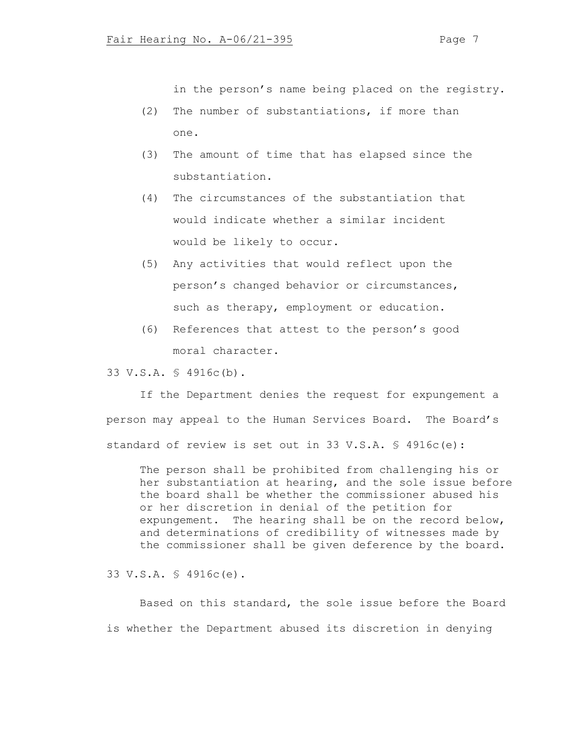in the person's name being placed on the registry.

(2) The number of substantiations, if more than one.

(3) The amount of time that has elapsed since the substantiation.

(4) The circumstances of the substantiation that would indicate whether a similar incident would be likely to occur.

(5) Any activities that would reflect upon the person's changed behavior or circumstances, such as therapy, employment or education.

(6) References that attest to the person's good moral character.

33 V.S.A. § 4916c(b).

If the Department denies the request for expungement a person may appeal to the Human Services Board. The Board's standard of review is set out in 33 V.S.A. § 4916c(e):

> The person shall be prohibited from challenging his or her substantiation at hearing, and the sole issue before the board shall be whether the commissioner abused his or her discretion in denial of the petition for expungement. The hearing shall be on the record below, and determinations of credibility of witnesses made by the commissioner shall be given deference by the board.

33 V.S.A. § 4916c(e).

Based on this standard, the sole issue before the Board is whether the Department abused its discretion in denying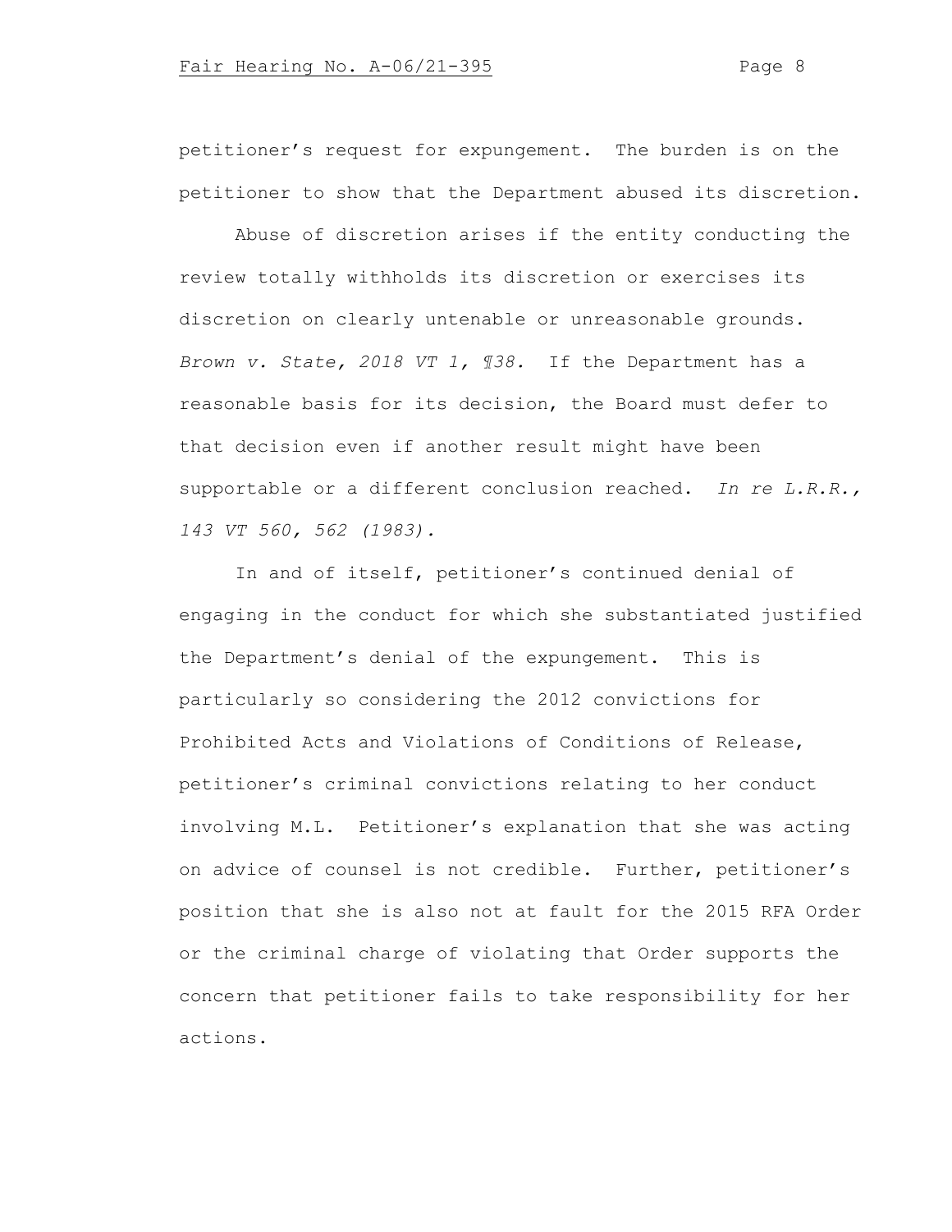petitioner's request for expungement. The burden is on the petitioner to show that the Department abused its discretion.

Abuse of discretion arises if the entity conducting the review totally withholds its discretion or exercises its discretion on clearly untenable or unreasonable grounds. *Brown v. State, 2018 VT 1, ¶38.* If the Department has a reasonable basis for its decision, the Board must defer to that decision even if another result might have been supportable or a different conclusion reached. *In re L.R.R., 143 VT 560, 562 (1983).*

In and of itself, petitioner's continued denial of engaging in the conduct for which she substantiated justified the Department's denial of the expungement. This is particularly so considering the 2012 convictions for Prohibited Acts and Violations of Conditions of Release, petitioner's criminal convictions relating to her conduct involving M.L. Petitioner's explanation that she was acting on advice of counsel is not credible. Further, petitioner's position that she is also not at fault for the 2015 RFA Order or the criminal charge of violating that Order supports the concern that petitioner fails to take responsibility for her actions.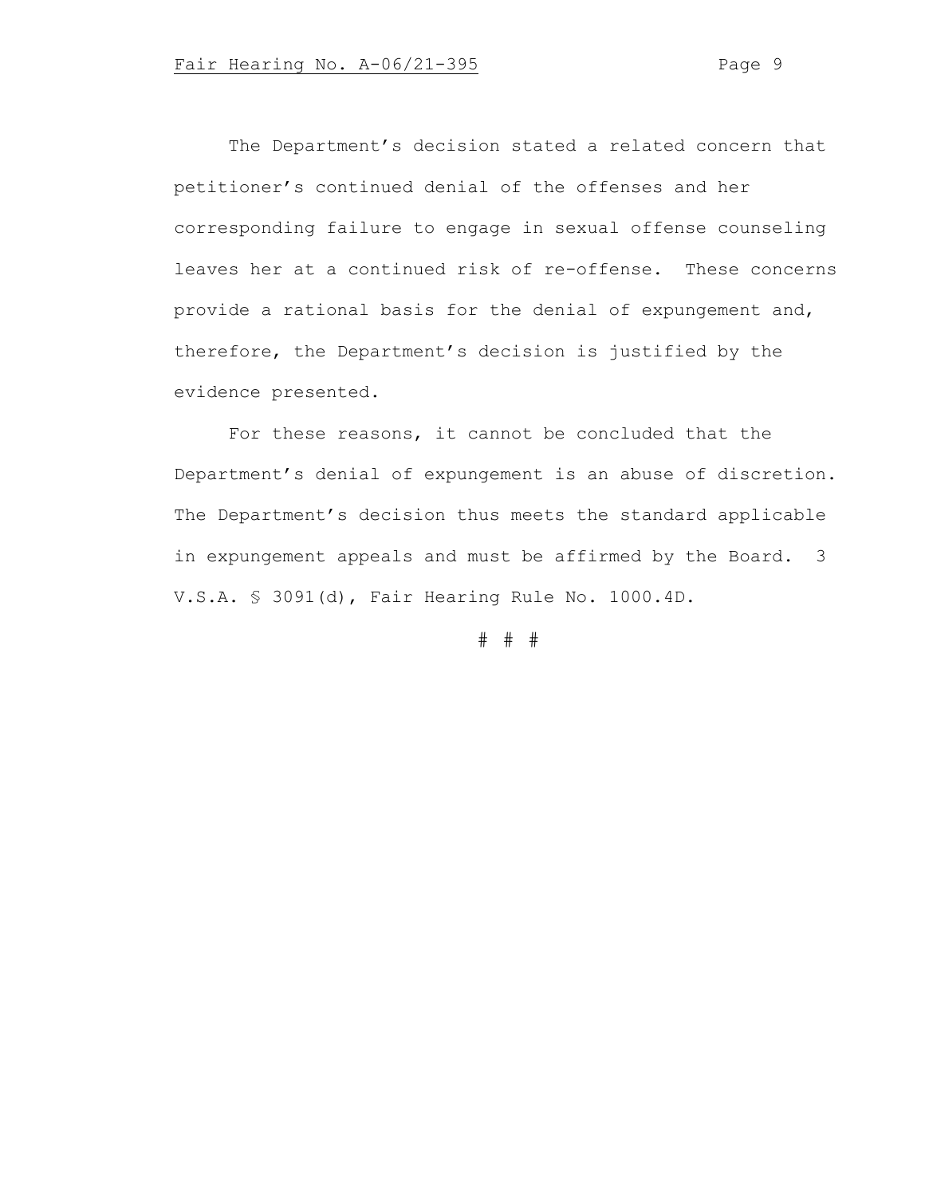The Department's decision stated a related concern that petitioner's continued denial of the offenses and her corresponding failure to engage in sexual offense counseling leaves her at a continued risk of re-offense. These concerns provide a rational basis for the denial of expungement and, therefore, the Department's decision is justified by the evidence presented.

For these reasons, it cannot be concluded that the Department's denial of expungement is an abuse of discretion. The Department's decision thus meets the standard applicable in expungement appeals and must be affirmed by the Board. 3 V.S.A. § 3091(d), Fair Hearing Rule No. 1000.4D.

# # #